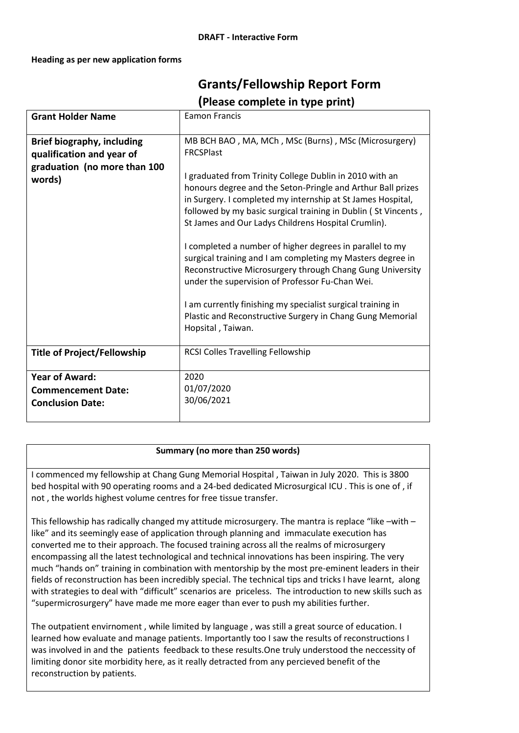**DRAFT - Interactive Form**

**Heading as per new application forms**

# Grants/Fellowship Report Form

## (Please complete in type print)

| **Grant Holder Name** | Eamon Francis |
|---|---|
| **Brief biography, including qualification and year of graduation (no more than 100 words)** | MB BCH BAO , MA, MCh , MSc (Burns) , MSc (Microsurgery) FRCSPlast<br><br>I graduated from Trinity College Dublin in 2010 with an honours degree and the Seton-Pringle and Arthur Ball prizes in Surgery. I completed my internship at St James Hospital, followed by my basic surgical training in Dublin ( St Vincents , St James and Our Ladys Childrens Hospital Crumlin).<br><br>I completed a number of higher degrees in parallel to my surgical training and I am completing my Masters degree in Reconstructive Microsurgery through Chang Gung University under the supervision of Professor Fu-Chan Wei.<br><br>I am currently finishing my specialist surgical training in Plastic and Reconstructive Surgery in Chang Gung Memorial Hopsital , Taiwan. |
| **Title of Project/Fellowship** | RCSI Colles Travelling Fellowship |
| **Year of Award:**<br>**Commencement Date:**<br>**Conclusion Date:** | 2020<br>01/07/2020<br>30/06/2021 |

**Summary (no more than 250 words)**

I commenced my fellowship at Chang Gung Memorial Hospital , Taiwan in July 2020. This is 3800 bed hospital with 90 operating rooms and a 24-bed dedicated Microsurgical ICU . This is one of , if not , the worlds highest volume centres for free tissue transfer.

This fellowship has radically changed my attitude microsurgery. The mantra is replace "like –with – like" and its seemingly ease of application through planning and immaculate execution has converted me to their approach. The focused training across all the realms of microsurgery encompassing all the latest technological and technical innovations has been inspiring. The very much "hands on" training in combination with mentorship by the most pre-eminent leaders in their fields of reconstruction has been incredibly special. The technical tips and tricks I have learnt, along with strategies to deal with "difficult" scenarios are priceless. The introduction to new skills such as "supermicrosurgery" have made me more eager than ever to push my abilities further.

The outpatient envirnoment , while limited by language , was still a great source of education. I learned how evaluate and manage patients. Importantly too I saw the results of reconstructions I was involved in and the patients feedback to these results.One truly understood the neccessity of limiting donor site morbidity here, as it really detracted from any percieved benefit of the reconstruction by patients.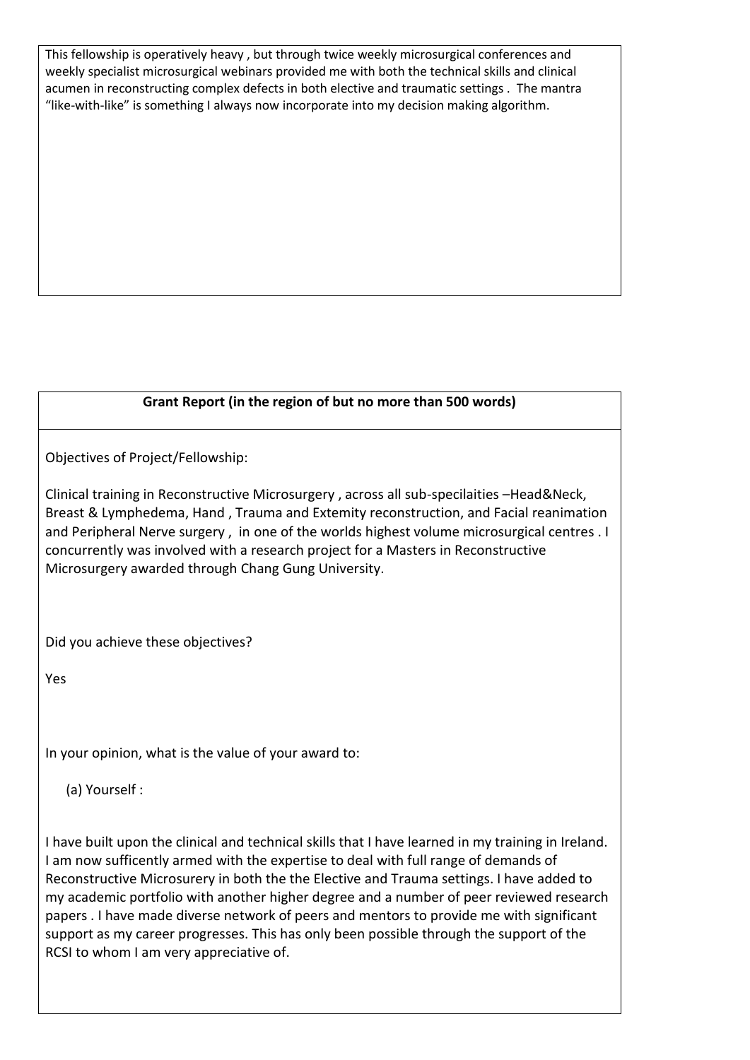This fellowship is operatively heavy , but through twice weekly microsurgical conferences and weekly specialist microsurgical webinars provided me with both the technical skills and clinical acumen in reconstructing complex defects in both elective and traumatic settings . The mantra "like-with-like" is something I always now incorporate into my decision making algorithm.

**Grant Report (in the region of but no more than 500 words)**

Objectives of Project/Fellowship:

Clinical training in Reconstructive Microsurgery , across all sub-specilaities –Head&Neck, Breast & Lymphedema, Hand , Trauma and Extemity reconstruction, and Facial reanimation and Peripheral Nerve surgery , in one of the worlds highest volume microsurgical centres . I concurrently was involved with a research project for a Masters in Reconstructive Microsurgery awarded through Chang Gung University.

Did you achieve these objectives?

Yes

In your opinion, what is the value of your award to:

(a) Yourself :

I have built upon the clinical and technical skills that I have learned in my training in Ireland. I am now sufficently armed with the expertise to deal with full range of demands of Reconstructive Microsurery in both the the Elective and Trauma settings. I have added to my academic portfolio with another higher degree and a number of peer reviewed research papers . I have made diverse network of peers and mentors to provide me with significant support as my career progresses. This has only been possible through the support of the RCSI to whom I am very appreciative of.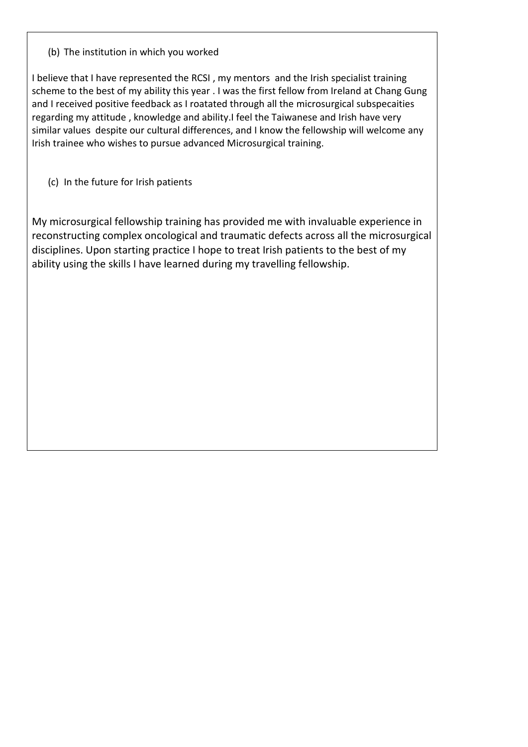(b) The institution in which you worked

I believe that I have represented the RCSI , my mentors and the Irish specialist training scheme to the best of my ability this year . I was the first fellow from Ireland at Chang Gung and I received positive feedback as I roatated through all the microsurgical subspecaities regarding my attitude , knowledge and ability.I feel the Taiwanese and Irish have very similar values despite our cultural differences, and I know the fellowship will welcome any Irish trainee who wishes to pursue advanced Microsurgical training.

(c) In the future for Irish patients

My microsurgical fellowship training has provided me with invaluable experience in reconstructing complex oncological and traumatic defects across all the microsurgical disciplines. Upon starting practice I hope to treat Irish patients to the best of my ability using the skills I have learned during my travelling fellowship.